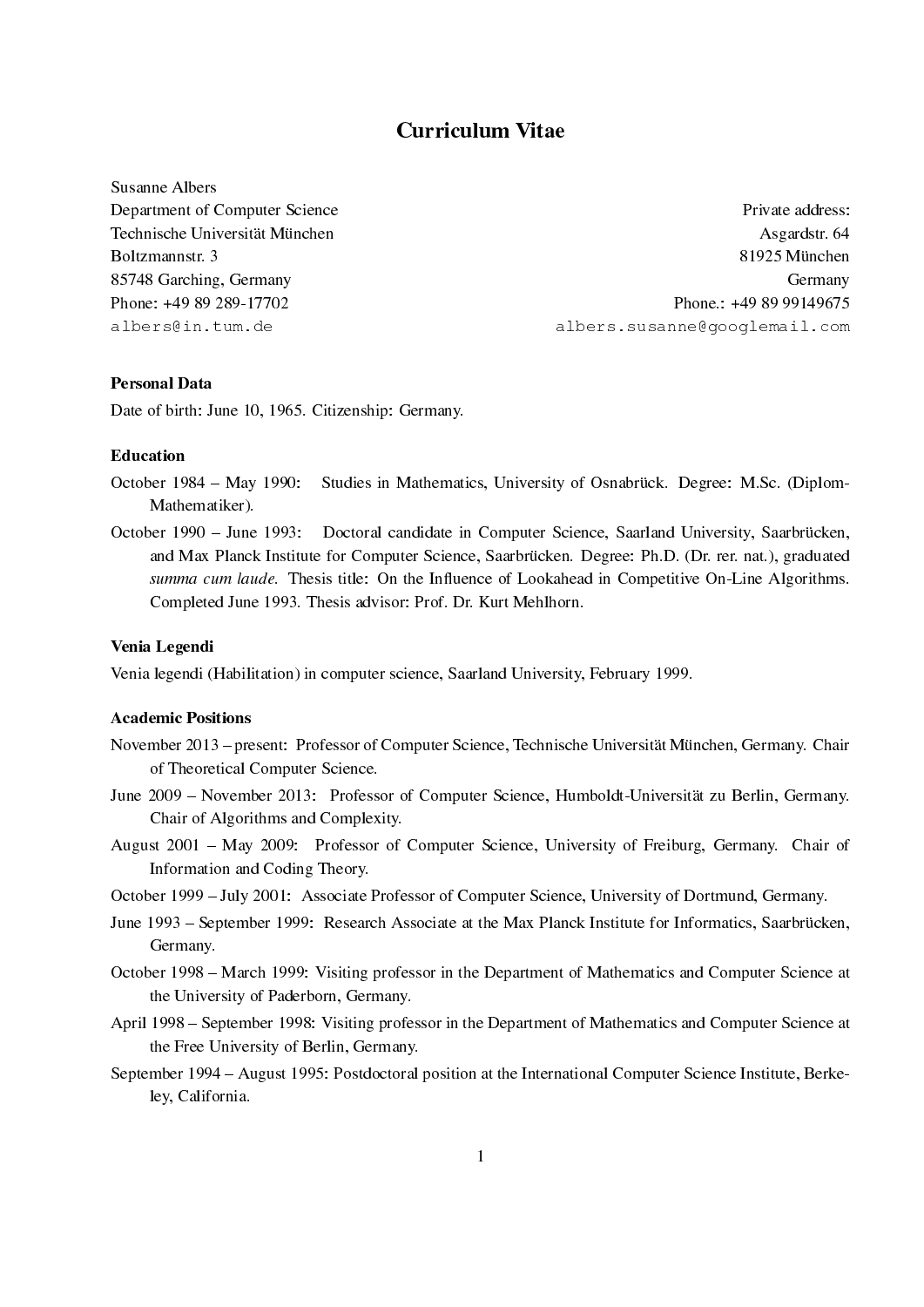# Curriculum Vitae

Susanne Albers
Department of Computer Science
Technische Universität München
Boltzmannstr. 3
85748 Garching, Germany
Phone: +49 89 289-17702
`albers@in.tum.de`

Private address:
Asgardstr. 64
81925 München
Germany
Phone.: +49 89 99149675
`albers.susanne@googlemail.com`

### Personal Data

Date of birth: June 10, 1965. Citizenship: Germany.

### Education

October 1984 – May 1990: Studies in Mathematics, University of Osnabrück. Degree: M.Sc. (Diplom-Mathematiker).

October 1990 – June 1993: Doctoral candidate in Computer Science, Saarland University, Saarbrücken, and Max Planck Institute for Computer Science, Saarbrücken. Degree: Ph.D. (Dr. rer. nat.), graduated *summa cum laude*. Thesis title: On the Influence of Lookahead in Competitive On-Line Algorithms. Completed June 1993. Thesis advisor: Prof. Dr. Kurt Mehlhorn.

### Venia Legendi

Venia legendi (Habilitation) in computer science, Saarland University, February 1999.

### Academic Positions

November 2013 – present: Professor of Computer Science, Technische Universität München, Germany. Chair of Theoretical Computer Science.

June 2009 – November 2013: Professor of Computer Science, Humboldt-Universität zu Berlin, Germany. Chair of Algorithms and Complexity.

August 2001 – May 2009: Professor of Computer Science, University of Freiburg, Germany. Chair of Information and Coding Theory.

October 1999 – July 2001: Associate Professor of Computer Science, University of Dortmund, Germany.

June 1993 – September 1999: Research Associate at the Max Planck Institute for Informatics, Saarbrücken, Germany.

October 1998 – March 1999: Visiting professor in the Department of Mathematics and Computer Science at the University of Paderborn, Germany.

April 1998 – September 1998: Visiting professor in the Department of Mathematics and Computer Science at the Free University of Berlin, Germany.

September 1994 – August 1995: Postdoctoral position at the International Computer Science Institute, Berkeley, California.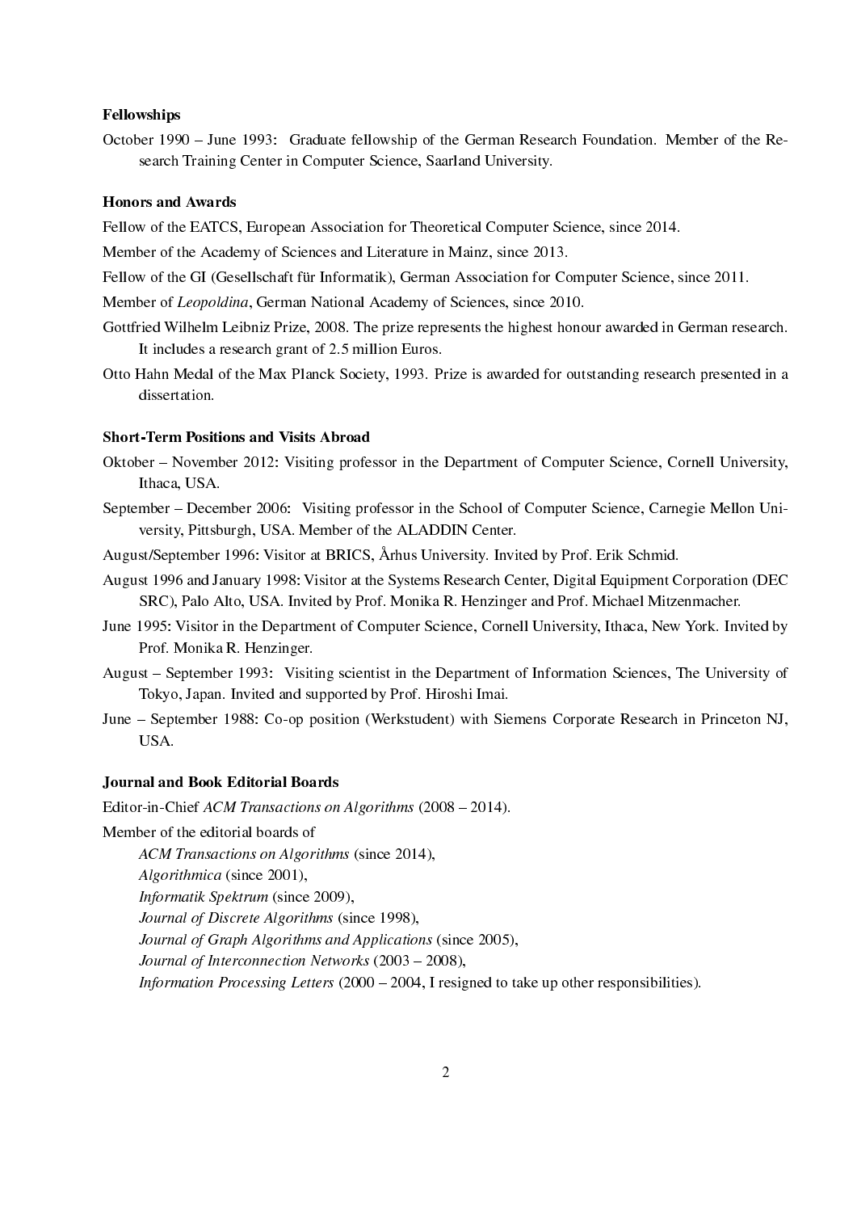**Fellowships**

October 1990 – June 1993: Graduate fellowship of the German Research Foundation. Member of the Research Training Center in Computer Science, Saarland University.

**Honors and Awards**

Fellow of the EATCS, European Association for Theoretical Computer Science, since 2014.

Member of the Academy of Sciences and Literature in Mainz, since 2013.

Fellow of the GI (Gesellschaft für Informatik), German Association for Computer Science, since 2011.

Member of *Leopoldina*, German National Academy of Sciences, since 2010.

Gottfried Wilhelm Leibniz Prize, 2008. The prize represents the highest honour awarded in German research. It includes a research grant of 2.5 million Euros.

Otto Hahn Medal of the Max Planck Society, 1993. Prize is awarded for outstanding research presented in a dissertation.

**Short-Term Positions and Visits Abroad**

Oktober – November 2012: Visiting professor in the Department of Computer Science, Cornell University, Ithaca, USA.

September – December 2006: Visiting professor in the School of Computer Science, Carnegie Mellon University, Pittsburgh, USA. Member of the ALADDIN Center.

August/September 1996: Visitor at BRICS, Århus University. Invited by Prof. Erik Schmid.

August 1996 and January 1998: Visitor at the Systems Research Center, Digital Equipment Corporation (DEC SRC), Palo Alto, USA. Invited by Prof. Monika R. Henzinger and Prof. Michael Mitzenmacher.

June 1995: Visitor in the Department of Computer Science, Cornell University, Ithaca, New York. Invited by Prof. Monika R. Henzinger.

August – September 1993: Visiting scientist in the Department of Information Sciences, The University of Tokyo, Japan. Invited and supported by Prof. Hiroshi Imai.

June – September 1988: Co-op position (Werkstudent) with Siemens Corporate Research in Princeton NJ, USA.

**Journal and Book Editorial Boards**

Editor-in-Chief *ACM Transactions on Algorithms* (2008 – 2014).

Member of the editorial boards of

*ACM Transactions on Algorithms* (since 2014),
*Algorithmica* (since 2001),
*Informatik Spektrum* (since 2009),
*Journal of Discrete Algorithms* (since 1998),
*Journal of Graph Algorithms and Applications* (since 2005),
*Journal of Interconnection Networks* (2003 – 2008),
*Information Processing Letters* (2000 – 2004, I resigned to take up other responsibilities).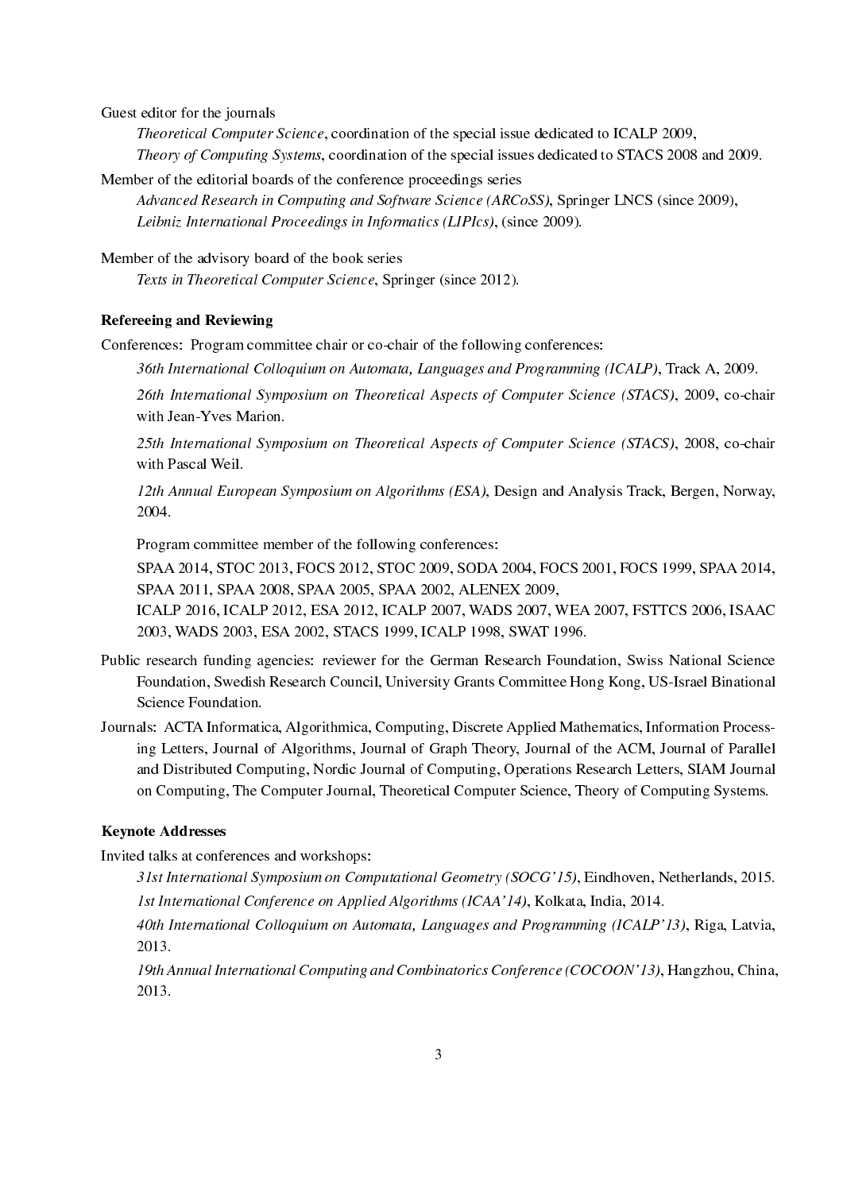Guest editor for the journals

*Theoretical Computer Science*, coordination of the special issue dedicated to ICALP 2009,
*Theory of Computing Systems*, coordination of the special issues dedicated to STACS 2008 and 2009.

Member of the editorial boards of the conference proceedings series

*Advanced Research in Computing and Software Science (ARCoSS)*, Springer LNCS (since 2009),
*Leibniz International Proceedings in Informatics (LIPIcs)*, (since 2009).

Member of the advisory board of the book series

*Texts in Theoretical Computer Science*, Springer (since 2012).

**Refereeing and Reviewing**

Conferences: Program committee chair or co-chair of the following conferences:

*36th International Colloquium on Automata, Languages and Programming (ICALP)*, Track A, 2009.

*26th International Symposium on Theoretical Aspects of Computer Science (STACS)*, 2009, co-chair with Jean-Yves Marion.

*25th International Symposium on Theoretical Aspects of Computer Science (STACS)*, 2008, co-chair with Pascal Weil.

*12th Annual European Symposium on Algorithms (ESA)*, Design and Analysis Track, Bergen, Norway, 2004.

Program committee member of the following conferences:

SPAA 2014, STOC 2013, FOCS 2012, STOC 2009, SODA 2004, FOCS 2001, FOCS 1999, SPAA 2014, SPAA 2011, SPAA 2008, SPAA 2005, SPAA 2002, ALENEX 2009,
ICALP 2016, ICALP 2012, ESA 2012, ICALP 2007, WADS 2007, WEA 2007, FSTTCS 2006, ISAAC 2003, WADS 2003, ESA 2002, STACS 1999, ICALP 1998, SWAT 1996.

Public research funding agencies: reviewer for the German Research Foundation, Swiss National Science Foundation, Swedish Research Council, University Grants Committee Hong Kong, US-Israel Binational Science Foundation.

Journals: ACTA Informatica, Algorithmica, Computing, Discrete Applied Mathematics, Information Processing Letters, Journal of Algorithms, Journal of Graph Theory, Journal of the ACM, Journal of Parallel and Distributed Computing, Nordic Journal of Computing, Operations Research Letters, SIAM Journal on Computing, The Computer Journal, Theoretical Computer Science, Theory of Computing Systems.

**Keynote Addresses**

Invited talks at conferences and workshops:

*31st International Symposium on Computational Geometry (SOCG'15)*, Eindhoven, Netherlands, 2015.

*1st International Conference on Applied Algorithms (ICAA'14)*, Kolkata, India, 2014.

*40th International Colloquium on Automata, Languages and Programming (ICALP'13)*, Riga, Latvia, 2013.

*19th Annual International Computing and Combinatorics Conference (COCOON'13)*, Hangzhou, China, 2013.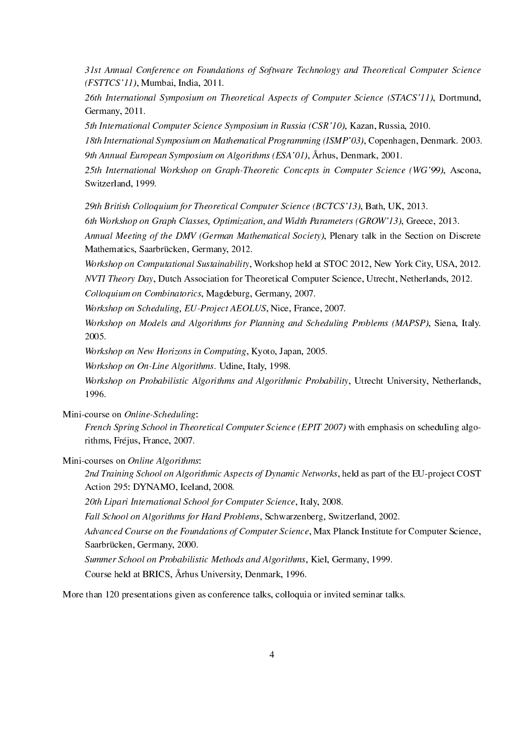*31st Annual Conference on Foundations of Software Technology and Theoretical Computer Science (FSTTCS'11)*, Mumbai, India, 2011.

*26th International Symposium on Theoretical Aspects of Computer Science (STACS'11)*, Dortmund, Germany, 2011.

*5th International Computer Science Symposium in Russia (CSR'10)*, Kazan, Russia, 2010.

*18th International Symposium on Mathematical Programming (ISMP'03)*, Copenhagen, Denmark. 2003.

*9th Annual European Symposium on Algorithms (ESA'01)*, Århus, Denmark, 2001.

*25th International Workshop on Graph-Theoretic Concepts in Computer Science (WG'99)*, Ascona, Switzerland, 1999.

*29th British Colloquium for Theoretical Computer Science (BCTCS'13)*, Bath, UK, 2013.

*6th Workshop on Graph Classes, Optimization, and Width Parameters (GROW'13)*, Greece, 2013.

*Annual Meeting of the DMV (German Mathematical Society)*, Plenary talk in the Section on Discrete Mathematics, Saarbrücken, Germany, 2012.

*Workshop on Computational Sustainability*, Workshop held at STOC 2012, New York City, USA, 2012.

*NVTI Theory Day*, Dutch Association for Theoretical Computer Science, Utrecht, Netherlands, 2012.

*Colloquium on Combinatorics*, Magdeburg, Germany, 2007.

*Workshop on Scheduling, EU-Project AEOLUS*, Nice, France, 2007.

*Workshop on Models and Algorithms for Planning and Scheduling Problems (MAPSP)*, Siena, Italy. 2005.

*Workshop on New Horizons in Computing*, Kyoto, Japan, 2005.

*Workshop on On-Line Algorithms*. Udine, Italy, 1998.

*Workshop on Probabilistic Algorithms and Algorithmic Probability*, Utrecht University, Netherlands, 1996.

Mini-course on *Online-Scheduling*:

*French Spring School in Theoretical Computer Science (EPIT 2007)* with emphasis on scheduling algorithms, Fréjus, France, 2007.

Mini-courses on *Online Algorithms*:

*2nd Training School on Algorithmic Aspects of Dynamic Networks*, held as part of the EU-project COST Action 295: DYNAMO, Iceland, 2008.

*20th Lipari International School for Computer Science*, Italy, 2008.

*Fall School on Algorithms for Hard Problems*, Schwarzenberg, Switzerland, 2002.

*Advanced Course on the Foundations of Computer Science*, Max Planck Institute for Computer Science, Saarbrücken, Germany, 2000.

*Summer School on Probabilistic Methods and Algorithms*, Kiel, Germany, 1999.

Course held at BRICS, Århus University, Denmark, 1996.

More than 120 presentations given as conference talks, colloquia or invited seminar talks.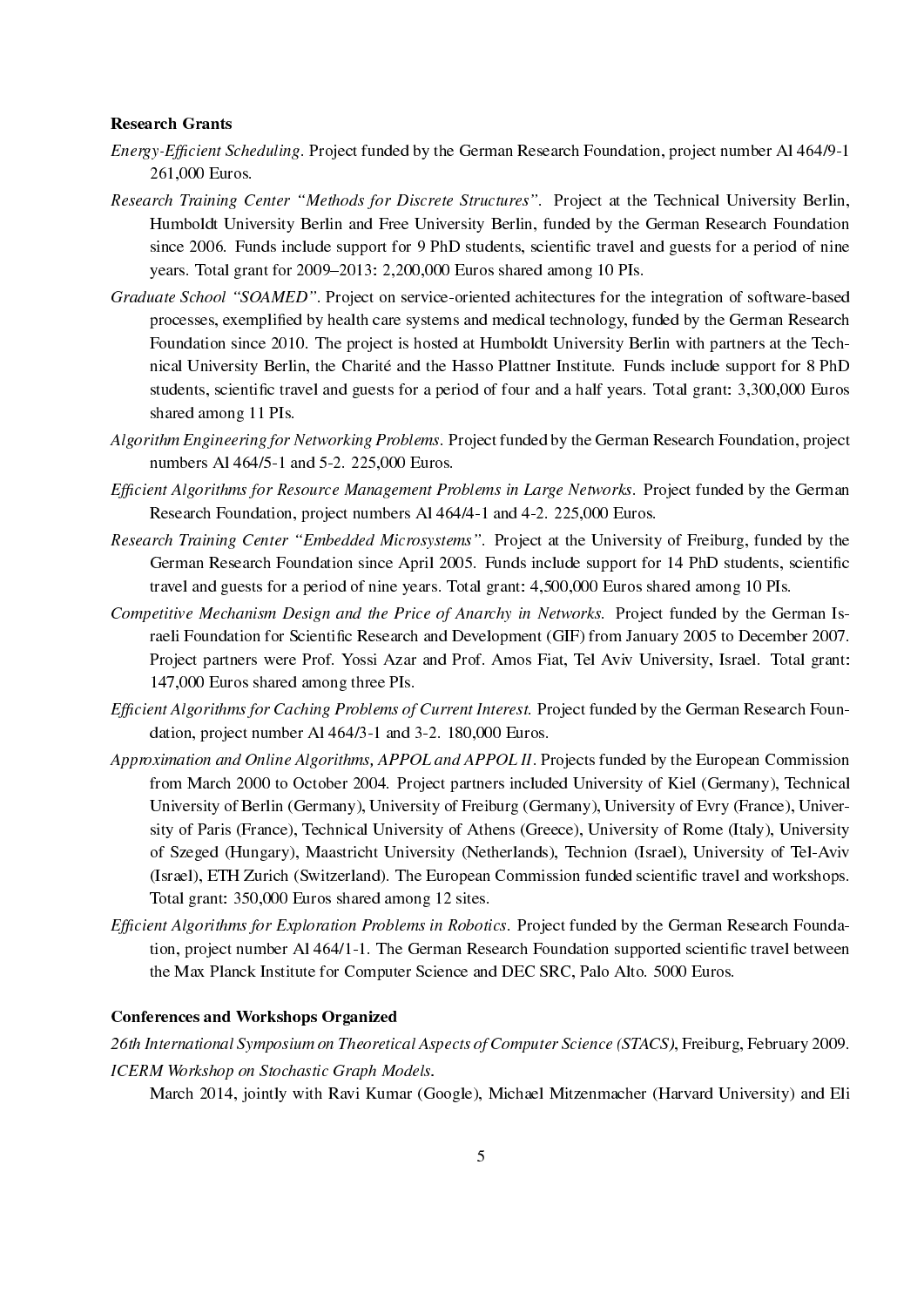**Research Grants**

*Energy-Efficient Scheduling.* Project funded by the German Research Foundation, project number Al 464/9-1 261,000 Euros.

*Research Training Center "Methods for Discrete Structures".* Project at the Technical University Berlin, Humboldt University Berlin and Free University Berlin, funded by the German Research Foundation since 2006. Funds include support for 9 PhD students, scientific travel and guests for a period of nine years. Total grant for 2009–2013: 2,200,000 Euros shared among 10 PIs.

*Graduate School "SOAMED".* Project on service-oriented achitectures for the integration of software-based processes, exemplified by health care systems and medical technology, funded by the German Research Foundation since 2010. The project is hosted at Humboldt University Berlin with partners at the Technical University Berlin, the Charité and the Hasso Plattner Institute. Funds include support for 8 PhD students, scientific travel and guests for a period of four and a half years. Total grant: 3,300,000 Euros shared among 11 PIs.

*Algorithm Engineering for Networking Problems.* Project funded by the German Research Foundation, project numbers Al 464/5-1 and 5-2. 225,000 Euros.

*Efficient Algorithms for Resource Management Problems in Large Networks.* Project funded by the German Research Foundation, project numbers Al 464/4-1 and 4-2. 225,000 Euros.

*Research Training Center "Embedded Microsystems".* Project at the University of Freiburg, funded by the German Research Foundation since April 2005. Funds include support for 14 PhD students, scientific travel and guests for a period of nine years. Total grant: 4,500,000 Euros shared among 10 PIs.

*Competitive Mechanism Design and the Price of Anarchy in Networks.* Project funded by the German Israeli Foundation for Scientific Research and Development (GIF) from January 2005 to December 2007. Project partners were Prof. Yossi Azar and Prof. Amos Fiat, Tel Aviv University, Israel. Total grant: 147,000 Euros shared among three PIs.

*Efficient Algorithms for Caching Problems of Current Interest.* Project funded by the German Research Foundation, project number Al 464/3-1 and 3-2. 180,000 Euros.

*Approximation and Online Algorithms, APPOL and APPOL II.* Projects funded by the European Commission from March 2000 to October 2004. Project partners included University of Kiel (Germany), Technical University of Berlin (Germany), University of Freiburg (Germany), University of Evry (France), University of Paris (France), Technical University of Athens (Greece), University of Rome (Italy), University of Szeged (Hungary), Maastricht University (Netherlands), Technion (Israel), University of Tel-Aviv (Israel), ETH Zurich (Switzerland). The European Commission funded scientific travel and workshops. Total grant: 350,000 Euros shared among 12 sites.

*Efficient Algorithms for Exploration Problems in Robotics.* Project funded by the German Research Foundation, project number Al 464/1-1. The German Research Foundation supported scientific travel between the Max Planck Institute for Computer Science and DEC SRC, Palo Alto. 5000 Euros.

**Conferences and Workshops Organized**

*26th International Symposium on Theoretical Aspects of Computer Science (STACS)*, Freiburg, February 2009.

*ICERM Workshop on Stochastic Graph Models.*
March 2014, jointly with Ravi Kumar (Google), Michael Mitzenmacher (Harvard University) and Eli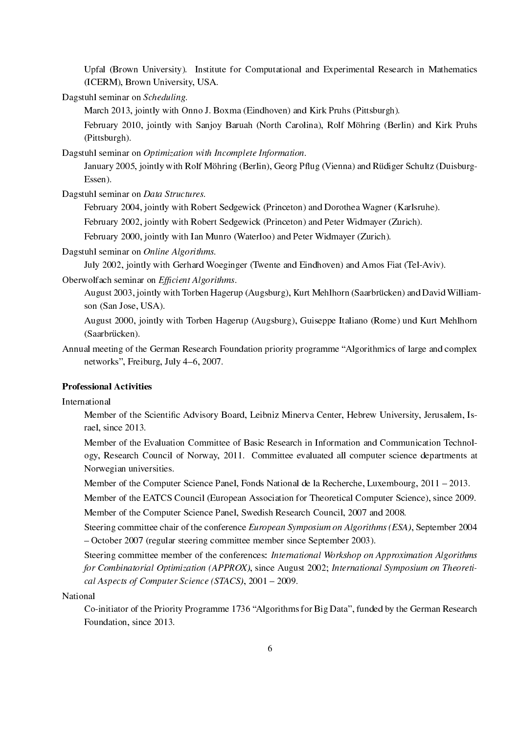Upfal (Brown University). Institute for Computational and Experimental Research in Mathematics (ICERM), Brown University, USA.

Dagstuhl seminar on *Scheduling*.

March 2013, jointly with Onno J. Boxma (Eindhoven) and Kirk Pruhs (Pittsburgh).

February 2010, jointly with Sanjoy Baruah (North Carolina), Rolf Möhring (Berlin) and Kirk Pruhs (Pittsburgh).

Dagstuhl seminar on *Optimization with Incomplete Information*.

January 2005, jointly with Rolf Möhring (Berlin), Georg Pflug (Vienna) and Rüdiger Schultz (Duisburg-Essen).

Dagstuhl seminar on *Data Structures*.

February 2004, jointly with Robert Sedgewick (Princeton) and Dorothea Wagner (Karlsruhe).

February 2002, jointly with Robert Sedgewick (Princeton) and Peter Widmayer (Zurich).

February 2000, jointly with Ian Munro (Waterloo) and Peter Widmayer (Zurich).

Dagstuhl seminar on *Online Algorithms*.

July 2002, jointly with Gerhard Woeginger (Twente and Eindhoven) and Amos Fiat (Tel-Aviv).

Oberwolfach seminar on *Efficient Algorithms*.

August 2003, jointly with Torben Hagerup (Augsburg), Kurt Mehlhorn (Saarbrücken) and David Williamson (San Jose, USA).

August 2000, jointly with Torben Hagerup (Augsburg), Guiseppe Italiano (Rome) und Kurt Mehlhorn (Saarbrücken).

Annual meeting of the German Research Foundation priority programme "Algorithmics of large and complex networks", Freiburg, July 4–6, 2007.

**Professional Activities**

International

Member of the Scientific Advisory Board, Leibniz Minerva Center, Hebrew University, Jerusalem, Israel, since 2013.

Member of the Evaluation Committee of Basic Research in Information and Communication Technology, Research Council of Norway, 2011. Committee evaluated all computer science departments at Norwegian universities.

Member of the Computer Science Panel, Fonds National de la Recherche, Luxembourg, 2011 – 2013.

Member of the EATCS Council (European Association for Theoretical Computer Science), since 2009.

Member of the Computer Science Panel, Swedish Research Council, 2007 and 2008.

Steering committee chair of the conference *European Symposium on Algorithms (ESA)*, September 2004 – October 2007 (regular steering committee member since September 2003).

Steering committee member of the conferences: *International Workshop on Approximation Algorithms for Combinatorial Optimization (APPROX)*, since August 2002; *International Symposium on Theoretical Aspects of Computer Science (STACS)*, 2001 – 2009.

National

Co-initiator of the Priority Programme 1736 "Algorithms for Big Data", funded by the German Research Foundation, since 2013.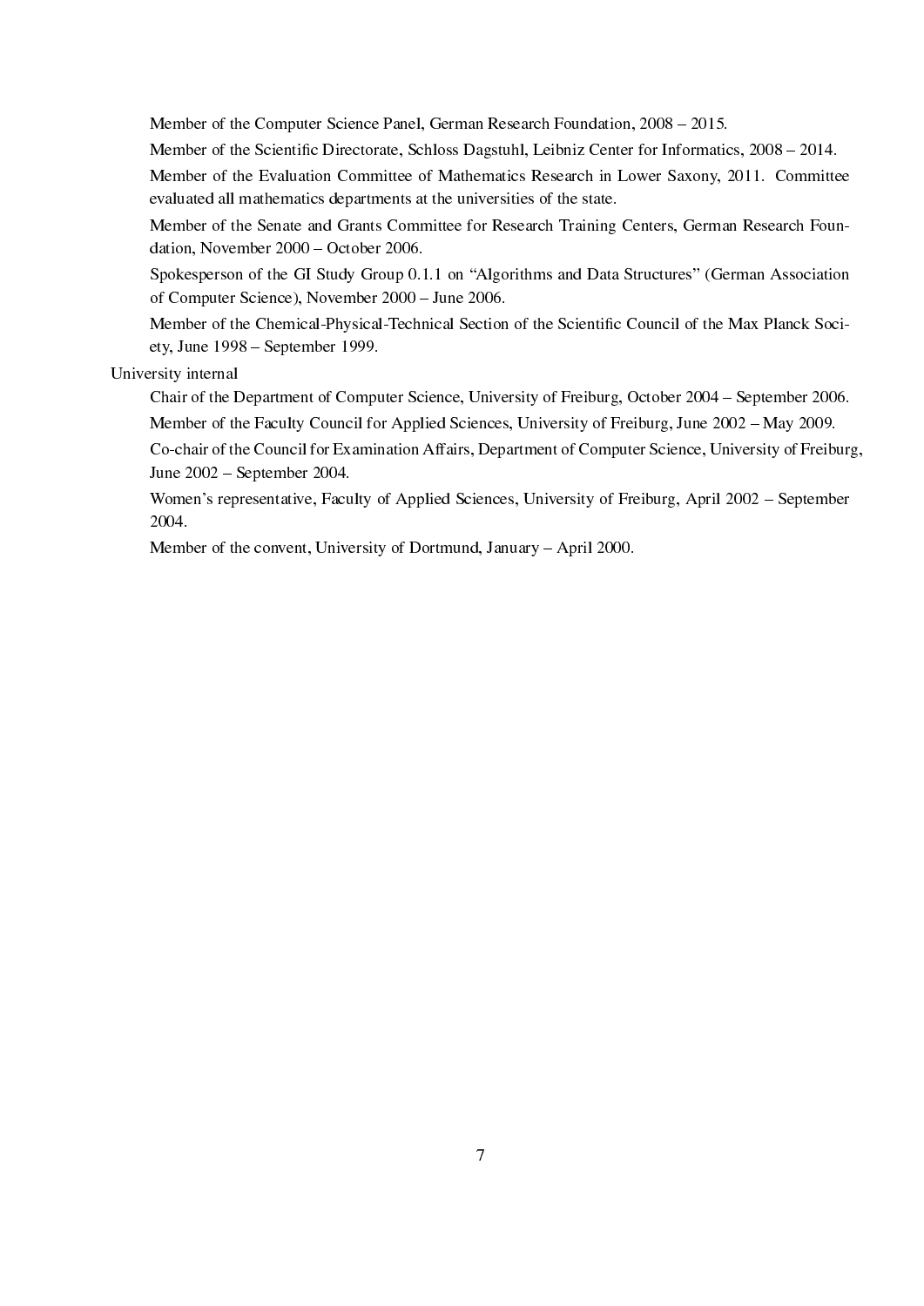Member of the Computer Science Panel, German Research Foundation, 2008 – 2015.

Member of the Scientific Directorate, Schloss Dagstuhl, Leibniz Center for Informatics, 2008 – 2014.

Member of the Evaluation Committee of Mathematics Research in Lower Saxony, 2011. Committee evaluated all mathematics departments at the universities of the state.

Member of the Senate and Grants Committee for Research Training Centers, German Research Foundation, November 2000 – October 2006.

Spokesperson of the GI Study Group 0.1.1 on "Algorithms and Data Structures" (German Association of Computer Science), November 2000 – June 2006.

Member of the Chemical-Physical-Technical Section of the Scientific Council of the Max Planck Society, June 1998 – September 1999.

University internal

Chair of the Department of Computer Science, University of Freiburg, October 2004 – September 2006.

Member of the Faculty Council for Applied Sciences, University of Freiburg, June 2002 – May 2009.

Co-chair of the Council for Examination Affairs, Department of Computer Science, University of Freiburg, June 2002 – September 2004.

Women's representative, Faculty of Applied Sciences, University of Freiburg, April 2002 – September 2004.

Member of the convent, University of Dortmund, January – April 2000.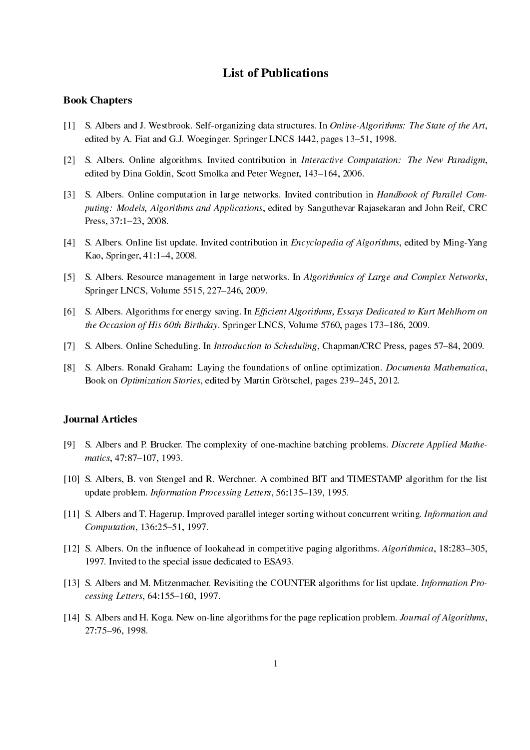# List of Publications

## Book Chapters

[1] S. Albers and J. Westbrook. Self-organizing data structures. In *Online-Algorithms: The State of the Art*, edited by A. Fiat and G.J. Woeginger. Springer LNCS 1442, pages 13–51, 1998.

[2] S. Albers. Online algorithms. Invited contribution in *Interactive Computation: The New Paradigm*, edited by Dina Goldin, Scott Smolka and Peter Wegner, 143–164, 2006.

[3] S. Albers. Online computation in large networks. Invited contribution in *Handbook of Parallel Computing: Models, Algorithms and Applications*, edited by Sanguthevar Rajasekaran and John Reif, CRC Press, 37:1–23, 2008.

[4] S. Albers. Online list update. Invited contribution in *Encyclopedia of Algorithms*, edited by Ming-Yang Kao, Springer, 41:1–4, 2008.

[5] S. Albers. Resource management in large networks. In *Algorithmics of Large and Complex Networks*, Springer LNCS, Volume 5515, 227–246, 2009.

[6] S. Albers. Algorithms for energy saving. In *Efficient Algorithms, Essays Dedicated to Kurt Mehlhorn on the Occasion of His 60th Birthday*. Springer LNCS, Volume 5760, pages 173–186, 2009.

[7] S. Albers. Online Scheduling. In *Introduction to Scheduling*, Chapman/CRC Press, pages 57–84, 2009.

[8] S. Albers. Ronald Graham: Laying the foundations of online optimization. *Documenta Mathematica*, Book on *Optimization Stories*, edited by Martin Grötschel, pages 239–245, 2012.

## Journal Articles

[9] S. Albers and P. Brucker. The complexity of one-machine batching problems. *Discrete Applied Mathematics*, 47:87–107, 1993.

[10] S. Albers, B. von Stengel and R. Werchner. A combined BIT and TIMESTAMP algorithm for the list update problem. *Information Processing Letters*, 56:135–139, 1995.

[11] S. Albers and T. Hagerup. Improved parallel integer sorting without concurrent writing. *Information and Computation*, 136:25–51, 1997.

[12] S. Albers. On the influence of lookahead in competitive paging algorithms. *Algorithmica*, 18:283–305, 1997. Invited to the special issue dedicated to ESA93.

[13] S. Albers and M. Mitzenmacher. Revisiting the COUNTER algorithms for list update. *Information Processing Letters*, 64:155–160, 1997.

[14] S. Albers and H. Koga. New on-line algorithms for the page replication problem. *Journal of Algorithms*, 27:75–96, 1998.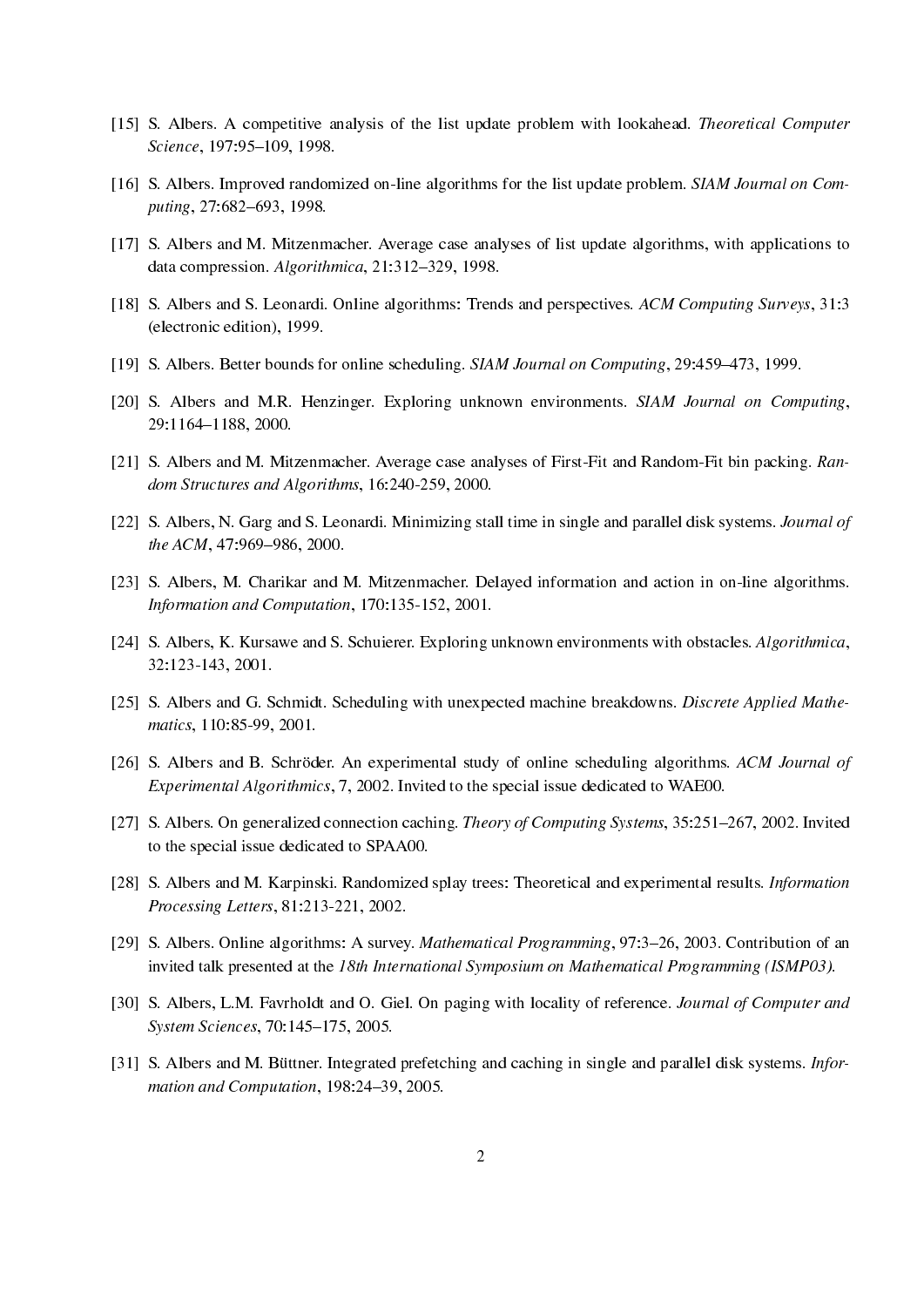[15] S. Albers. A competitive analysis of the list update problem with lookahead. *Theoretical Computer Science*, 197:95–109, 1998.

[16] S. Albers. Improved randomized on-line algorithms for the list update problem. *SIAM Journal on Computing*, 27:682–693, 1998.

[17] S. Albers and M. Mitzenmacher. Average case analyses of list update algorithms, with applications to data compression. *Algorithmica*, 21:312–329, 1998.

[18] S. Albers and S. Leonardi. Online algorithms: Trends and perspectives. *ACM Computing Surveys*, 31:3 (electronic edition), 1999.

[19] S. Albers. Better bounds for online scheduling. *SIAM Journal on Computing*, 29:459–473, 1999.

[20] S. Albers and M.R. Henzinger. Exploring unknown environments. *SIAM Journal on Computing*, 29:1164–1188, 2000.

[21] S. Albers and M. Mitzenmacher. Average case analyses of First-Fit and Random-Fit bin packing. *Random Structures and Algorithms*, 16:240-259, 2000.

[22] S. Albers, N. Garg and S. Leonardi. Minimizing stall time in single and parallel disk systems. *Journal of the ACM*, 47:969–986, 2000.

[23] S. Albers, M. Charikar and M. Mitzenmacher. Delayed information and action in on-line algorithms. *Information and Computation*, 170:135-152, 2001.

[24] S. Albers, K. Kursawe and S. Schuierer. Exploring unknown environments with obstacles. *Algorithmica*, 32:123-143, 2001.

[25] S. Albers and G. Schmidt. Scheduling with unexpected machine breakdowns. *Discrete Applied Mathematics*, 110:85-99, 2001.

[26] S. Albers and B. Schröder. An experimental study of online scheduling algorithms. *ACM Journal of Experimental Algorithmics*, 7, 2002. Invited to the special issue dedicated to WAE00.

[27] S. Albers. On generalized connection caching. *Theory of Computing Systems*, 35:251–267, 2002. Invited to the special issue dedicated to SPAA00.

[28] S. Albers and M. Karpinski. Randomized splay trees: Theoretical and experimental results. *Information Processing Letters*, 81:213-221, 2002.

[29] S. Albers. Online algorithms: A survey. *Mathematical Programming*, 97:3–26, 2003. Contribution of an invited talk presented at the *18th International Symposium on Mathematical Programming (ISMP03).*

[30] S. Albers, L.M. Favrholdt and O. Giel. On paging with locality of reference. *Journal of Computer and System Sciences*, 70:145–175, 2005.

[31] S. Albers and M. Büttner. Integrated prefetching and caching in single and parallel disk systems. *Information and Computation*, 198:24–39, 2005.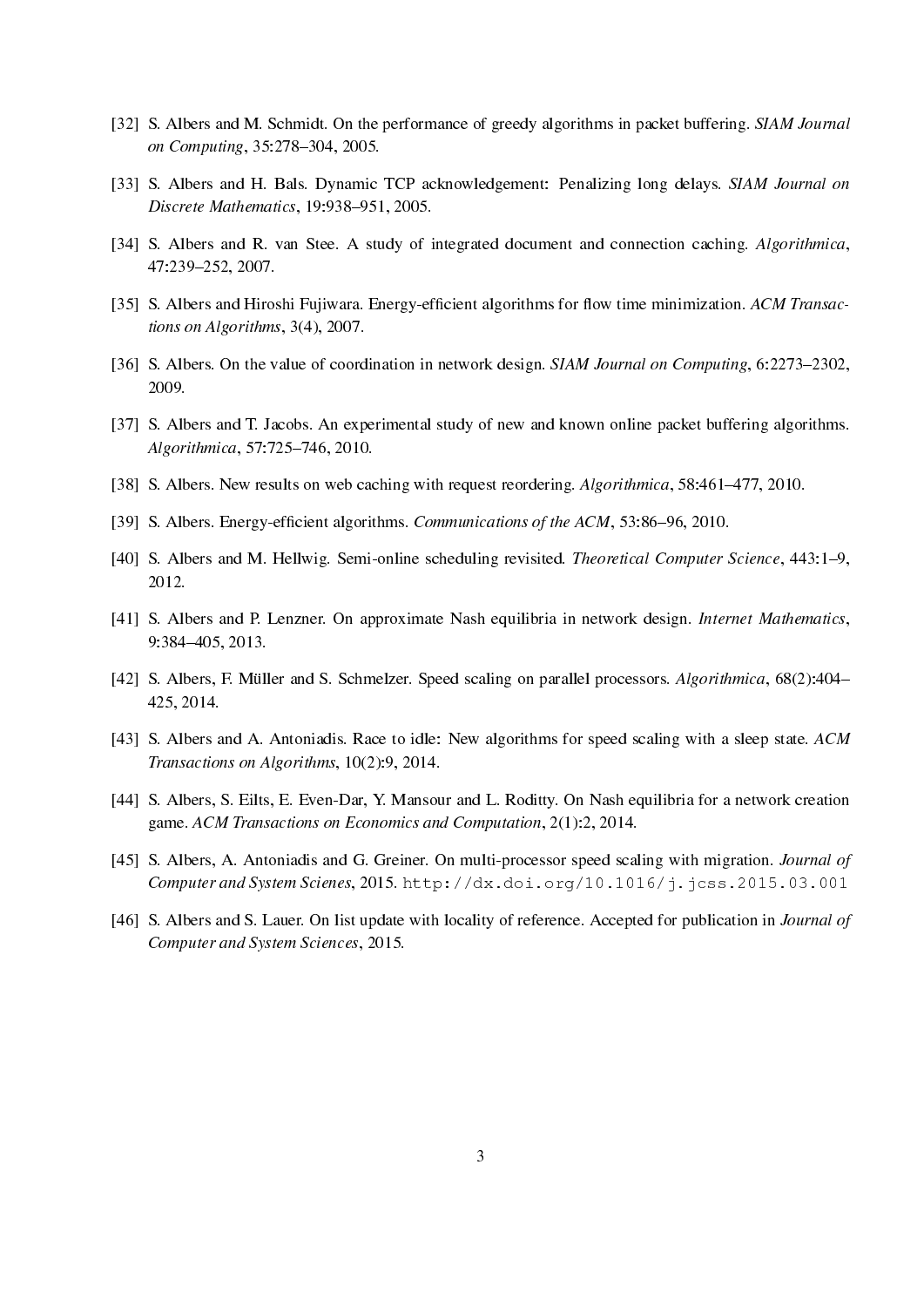[32] S. Albers and M. Schmidt. On the performance of greedy algorithms in packet buffering. *SIAM Journal on Computing*, 35:278–304, 2005.

[33] S. Albers and H. Bals. Dynamic TCP acknowledgement: Penalizing long delays. *SIAM Journal on Discrete Mathematics*, 19:938–951, 2005.

[34] S. Albers and R. van Stee. A study of integrated document and connection caching. *Algorithmica*, 47:239–252, 2007.

[35] S. Albers and Hiroshi Fujiwara. Energy-efficient algorithms for flow time minimization. *ACM Transactions on Algorithms*, 3(4), 2007.

[36] S. Albers. On the value of coordination in network design. *SIAM Journal on Computing*, 6:2273–2302, 2009.

[37] S. Albers and T. Jacobs. An experimental study of new and known online packet buffering algorithms. *Algorithmica*, 57:725–746, 2010.

[38] S. Albers. New results on web caching with request reordering. *Algorithmica*, 58:461–477, 2010.

[39] S. Albers. Energy-efficient algorithms. *Communications of the ACM*, 53:86–96, 2010.

[40] S. Albers and M. Hellwig. Semi-online scheduling revisited. *Theoretical Computer Science*, 443:1–9, 2012.

[41] S. Albers and P. Lenzner. On approximate Nash equilibria in network design. *Internet Mathematics*, 9:384–405, 2013.

[42] S. Albers, F. Müller and S. Schmelzer. Speed scaling on parallel processors. *Algorithmica*, 68(2):404–425, 2014.

[43] S. Albers and A. Antoniadis. Race to idle: New algorithms for speed scaling with a sleep state. *ACM Transactions on Algorithms*, 10(2):9, 2014.

[44] S. Albers, S. Eilts, E. Even-Dar, Y. Mansour and L. Roditty. On Nash equilibria for a network creation game. *ACM Transactions on Economics and Computation*, 2(1):2, 2014.

[45] S. Albers, A. Antoniadis and G. Greiner. On multi-processor speed scaling with migration. *Journal of Computer and System Scienes*, 2015. `http://dx.doi.org/10.1016/j.jcss.2015.03.001`

[46] S. Albers and S. Lauer. On list update with locality of reference. Accepted for publication in *Journal of Computer and System Sciences*, 2015.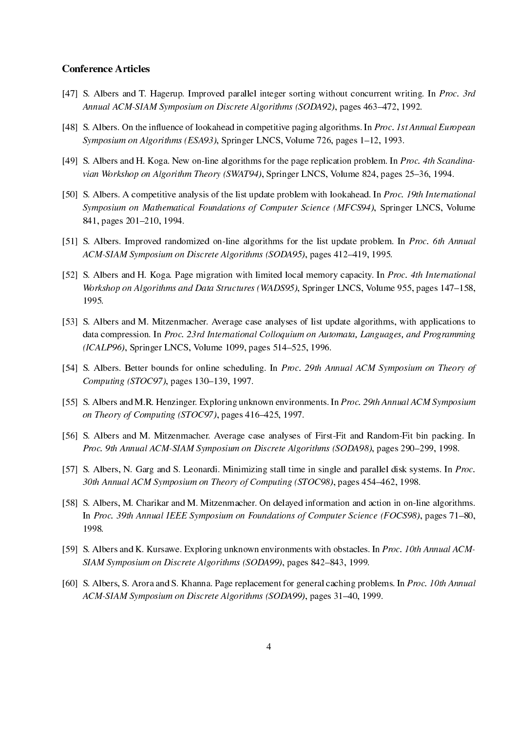### Conference Articles

[47] S. Albers and T. Hagerup. Improved parallel integer sorting without concurrent writing. In *Proc. 3rd Annual ACM-SIAM Symposium on Discrete Algorithms (SODA92)*, pages 463–472, 1992.

[48] S. Albers. On the influence of lookahead in competitive paging algorithms. In *Proc. 1st Annual European Symposium on Algorithms (ESA93)*, Springer LNCS, Volume 726, pages 1–12, 1993.

[49] S. Albers and H. Koga. New on-line algorithms for the page replication problem. In *Proc. 4th Scandinavian Workshop on Algorithm Theory (SWAT94)*, Springer LNCS, Volume 824, pages 25–36, 1994.

[50] S. Albers. A competitive analysis of the list update problem with lookahead. In *Proc. 19th International Symposium on Mathematical Foundations of Computer Science (MFCS94)*, Springer LNCS, Volume 841, pages 201–210, 1994.

[51] S. Albers. Improved randomized on-line algorithms for the list update problem. In *Proc. 6th Annual ACM-SIAM Symposium on Discrete Algorithms (SODA95)*, pages 412–419, 1995.

[52] S. Albers and H. Koga. Page migration with limited local memory capacity. In *Proc. 4th International Workshop on Algorithms and Data Structures (WADS95)*, Springer LNCS, Volume 955, pages 147–158, 1995.

[53] S. Albers and M. Mitzenmacher. Average case analyses of list update algorithms, with applications to data compression. In *Proc. 23rd International Colloquium on Automata, Languages, and Programming (ICALP96)*, Springer LNCS, Volume 1099, pages 514–525, 1996.

[54] S. Albers. Better bounds for online scheduling. In *Proc. 29th Annual ACM Symposium on Theory of Computing (STOC97)*, pages 130–139, 1997.

[55] S. Albers and M.R. Henzinger. Exploring unknown environments. In *Proc. 29th Annual ACM Symposium on Theory of Computing (STOC97)*, pages 416–425, 1997.

[56] S. Albers and M. Mitzenmacher. Average case analyses of First-Fit and Random-Fit bin packing. In *Proc. 9th Annual ACM-SIAM Symposium on Discrete Algorithms (SODA98)*, pages 290–299, 1998.

[57] S. Albers, N. Garg and S. Leonardi. Minimizing stall time in single and parallel disk systems. In *Proc. 30th Annual ACM Symposium on Theory of Computing (STOC98)*, pages 454–462, 1998.

[58] S. Albers, M. Charikar and M. Mitzenmacher. On delayed information and action in on-line algorithms. In *Proc. 39th Annual IEEE Symposium on Foundations of Computer Science (FOCS98)*, pages 71–80, 1998.

[59] S. Albers and K. Kursawe. Exploring unknown environments with obstacles. In *Proc. 10th Annual ACM-SIAM Symposium on Discrete Algorithms (SODA99)*, pages 842–843, 1999.

[60] S. Albers, S. Arora and S. Khanna. Page replacement for general caching problems. In *Proc. 10th Annual ACM-SIAM Symposium on Discrete Algorithms (SODA99)*, pages 31–40, 1999.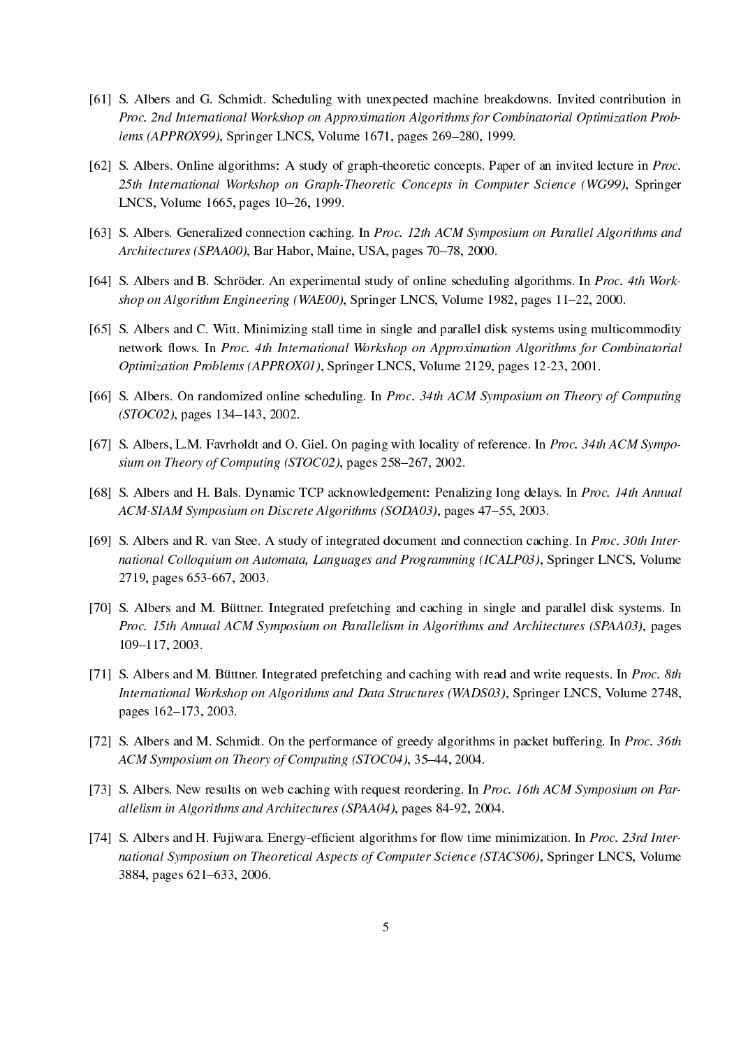[61] S. Albers and G. Schmidt. Scheduling with unexpected machine breakdowns. Invited contribution in *Proc. 2nd International Workshop on Approximation Algorithms for Combinatorial Optimization Problems (APPROX99)*, Springer LNCS, Volume 1671, pages 269–280, 1999.

[62] S. Albers. Online algorithms: A study of graph-theoretic concepts. Paper of an invited lecture in *Proc. 25th International Workshop on Graph-Theoretic Concepts in Computer Science (WG99)*, Springer LNCS, Volume 1665, pages 10–26, 1999.

[63] S. Albers. Generalized connection caching. In *Proc. 12th ACM Symposium on Parallel Algorithms and Architectures (SPAA00)*, Bar Habor, Maine, USA, pages 70–78, 2000.

[64] S. Albers and B. Schröder. An experimental study of online scheduling algorithms. In *Proc. 4th Workshop on Algorithm Engineering (WAE00)*, Springer LNCS, Volume 1982, pages 11–22, 2000.

[65] S. Albers and C. Witt. Minimizing stall time in single and parallel disk systems using multicommodity network flows. In *Proc. 4th International Workshop on Approximation Algorithms for Combinatorial Optimization Problems (APPROX01)*, Springer LNCS, Volume 2129, pages 12-23, 2001.

[66] S. Albers. On randomized online scheduling. In *Proc. 34th ACM Symposium on Theory of Computing (STOC02)*, pages 134–143, 2002.

[67] S. Albers, L.M. Favrholdt and O. Giel. On paging with locality of reference. In *Proc. 34th ACM Symposium on Theory of Computing (STOC02)*, pages 258–267, 2002.

[68] S. Albers and H. Bals. Dynamic TCP acknowledgement: Penalizing long delays. In *Proc. 14th Annual ACM-SIAM Symposium on Discrete Algorithms (SODA03)*, pages 47–55, 2003.

[69] S. Albers and R. van Stee. A study of integrated document and connection caching. In *Proc. 30th International Colloquium on Automata, Languages and Programming (ICALP03)*, Springer LNCS, Volume 2719, pages 653-667, 2003.

[70] S. Albers and M. Büttner. Integrated prefetching and caching in single and parallel disk systems. In *Proc. 15th Annual ACM Symposium on Parallelism in Algorithms and Architectures (SPAA03)*, pages 109–117, 2003.

[71] S. Albers and M. Büttner. Integrated prefetching and caching with read and write requests. In *Proc. 8th International Workshop on Algorithms and Data Structures (WADS03)*, Springer LNCS, Volume 2748, pages 162–173, 2003.

[72] S. Albers and M. Schmidt. On the performance of greedy algorithms in packet buffering. In *Proc. 36th ACM Symposium on Theory of Computing (STOC04)*, 35–44, 2004.

[73] S. Albers. New results on web caching with request reordering. In *Proc. 16th ACM Symposium on Parallelism in Algorithms and Architectures (SPAA04)*, pages 84-92, 2004.

[74] S. Albers and H. Fujiwara. Energy-efficient algorithms for flow time minimization. In *Proc. 23rd International Symposium on Theoretical Aspects of Computer Science (STACS06)*, Springer LNCS, Volume 3884, pages 621–633, 2006.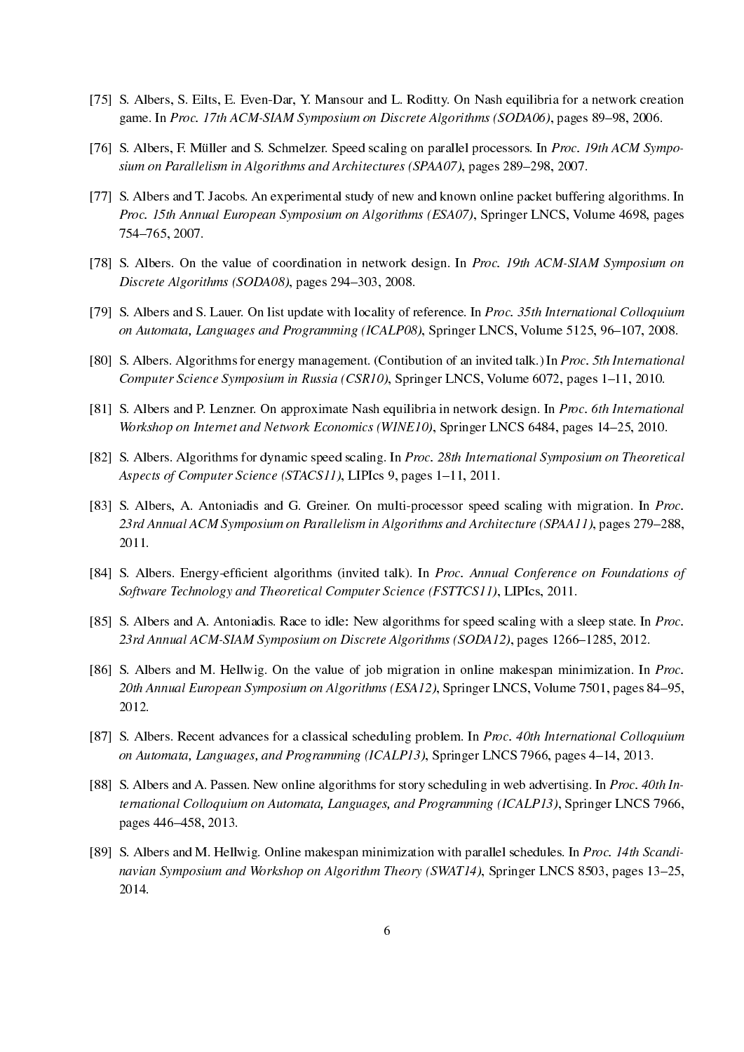[75] S. Albers, S. Eilts, E. Even-Dar, Y. Mansour and L. Roditty. On Nash equilibria for a network creation game. In *Proc. 17th ACM-SIAM Symposium on Discrete Algorithms (SODA06)*, pages 89–98, 2006.

[76] S. Albers, F. Müller and S. Schmelzer. Speed scaling on parallel processors. In *Proc. 19th ACM Symposium on Parallelism in Algorithms and Architectures (SPAA07)*, pages 289–298, 2007.

[77] S. Albers and T. Jacobs. An experimental study of new and known online packet buffering algorithms. In *Proc. 15th Annual European Symposium on Algorithms (ESA07)*, Springer LNCS, Volume 4698, pages 754–765, 2007.

[78] S. Albers. On the value of coordination in network design. In *Proc. 19th ACM-SIAM Symposium on Discrete Algorithms (SODA08)*, pages 294–303, 2008.

[79] S. Albers and S. Lauer. On list update with locality of reference. In *Proc. 35th International Colloquium on Automata, Languages and Programming (ICALP08)*, Springer LNCS, Volume 5125, 96–107, 2008.

[80] S. Albers. Algorithms for energy management. (Contibution of an invited talk.) In *Proc. 5th International Computer Science Symposium in Russia (CSR10)*, Springer LNCS, Volume 6072, pages 1–11, 2010.

[81] S. Albers and P. Lenzner. On approximate Nash equilibria in network design. In *Proc. 6th International Workshop on Internet and Network Economics (WINE10)*, Springer LNCS 6484, pages 14–25, 2010.

[82] S. Albers. Algorithms for dynamic speed scaling. In *Proc. 28th International Symposium on Theoretical Aspects of Computer Science (STACS11)*, LIPIcs 9, pages 1–11, 2011.

[83] S. Albers, A. Antoniadis and G. Greiner. On multi-processor speed scaling with migration. In *Proc. 23rd Annual ACM Symposium on Parallelism in Algorithms and Architecture (SPAA11)*, pages 279–288, 2011.

[84] S. Albers. Energy-efficient algorithms (invited talk). In *Proc. Annual Conference on Foundations of Software Technology and Theoretical Computer Science (FSTTCS11)*, LIPIcs, 2011.

[85] S. Albers and A. Antoniadis. Race to idle: New algorithms for speed scaling with a sleep state. In *Proc. 23rd Annual ACM-SIAM Symposium on Discrete Algorithms (SODA12)*, pages 1266–1285, 2012.

[86] S. Albers and M. Hellwig. On the value of job migration in online makespan minimization. In *Proc. 20th Annual European Symposium on Algorithms (ESA12)*, Springer LNCS, Volume 7501, pages 84–95, 2012.

[87] S. Albers. Recent advances for a classical scheduling problem. In *Proc. 40th International Colloquium on Automata, Languages, and Programming (ICALP13)*, Springer LNCS 7966, pages 4–14, 2013.

[88] S. Albers and A. Passen. New online algorithms for story scheduling in web advertising. In *Proc. 40th International Colloquium on Automata, Languages, and Programming (ICALP13)*, Springer LNCS 7966, pages 446–458, 2013.

[89] S. Albers and M. Hellwig. Online makespan minimization with parallel schedules. In *Proc. 14th Scandinavian Symposium and Workshop on Algorithm Theory (SWAT14)*, Springer LNCS 8503, pages 13–25, 2014.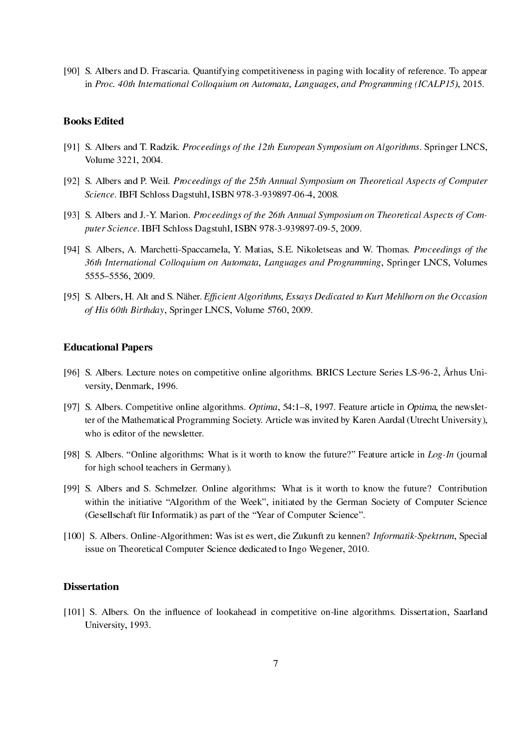[90] S. Albers and D. Frascaria. Quantifying competitiveness in paging with locality of reference. To appear in *Proc. 40th International Colloquium on Automata, Languages, and Programming (ICALP15)*, 2015.

### Books Edited

[91] S. Albers and T. Radzik. *Proceedings of the 12th European Symposium on Algorithms*. Springer LNCS, Volume 3221, 2004.

[92] S. Albers and P. Weil. *Proceedings of the 25th Annual Symposium on Theoretical Aspects of Computer Science*. IBFI Schloss Dagstuhl, ISBN 978-3-939897-06-4, 2008.

[93] S. Albers and J.-Y. Marion. *Proceedings of the 26th Annual Symposium on Theoretical Aspects of Computer Science*. IBFI Schloss Dagstuhl, ISBN 978-3-939897-09-5, 2009.

[94] S. Albers, A. Marchetti-Spaccamela, Y. Matias, S.E. Nikoletseas and W. Thomas. *Proceedings of the 36th International Colloquium on Automata, Languages and Programming*, Springer LNCS, Volumes 5555–5556, 2009.

[95] S. Albers, H. Alt and S. Näher. *Efficient Algorithms, Essays Dedicated to Kurt Mehlhorn on the Occasion of His 60th Birthday*, Springer LNCS, Volume 5760, 2009.

### Educational Papers

[96] S. Albers. Lecture notes on competitive online algorithms. BRICS Lecture Series LS-96-2, Århus University, Denmark, 1996.

[97] S. Albers. Competitive online algorithms. *Optima*, 54:1–8, 1997. Feature article in *Optima*, the newsletter of the Mathematical Programming Society. Article was invited by Karen Aardal (Utrecht University), who is editor of the newsletter.

[98] S. Albers. "Online algorithms: What is it worth to know the future?" Feature article in *Log-In* (journal for high school teachers in Germany).

[99] S. Albers and S. Schmelzer. Online algorithms: What is it worth to know the future? Contribution within the initiative "Algorithm of the Week", initiated by the German Society of Computer Science (Gesellschaft für Informatik) as part of the "Year of Computer Science".

[100] S. Albers. Online-Algorithmen: Was ist es wert, die Zukunft zu kennen? *Informatik-Spektrum*, Special issue on Theoretical Computer Science dedicated to Ingo Wegener, 2010.

### Dissertation

[101] S. Albers. On the influence of lookahead in competitive on-line algorithms. Dissertation, Saarland University, 1993.